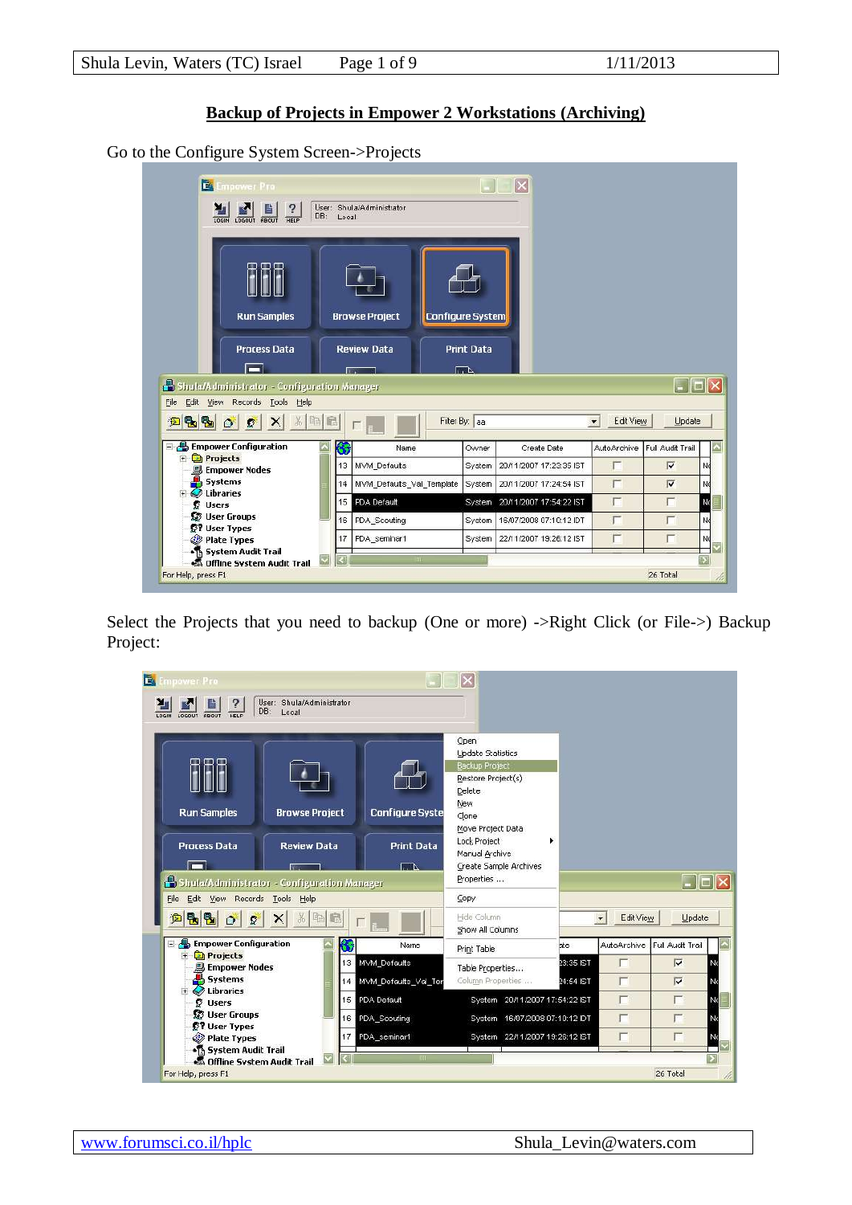# Backup of Projects in Empower 2 Workstations (Archiving)

Go to the Configure System Screen->Projects

Select the Projects that you need to backup (One or more) ->Right Click (or File->) Backup Project: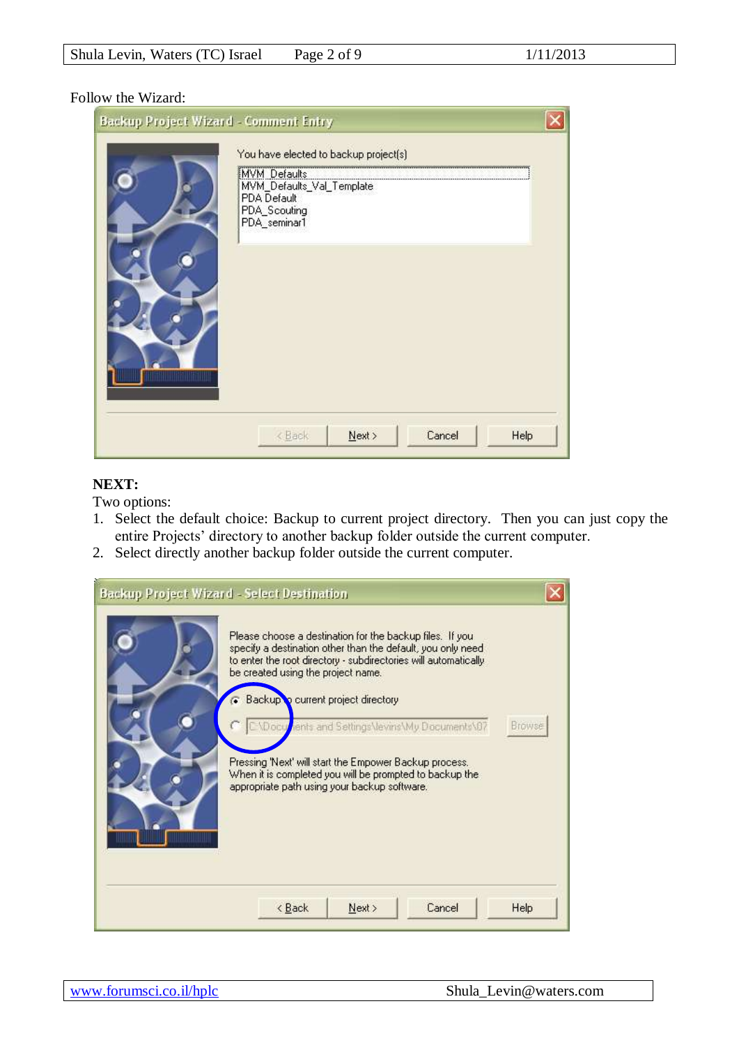Follow the Wizard:

Backup Project Wizard - Comment Entry

You have elected to backup project(s)

MVM_Defaults
MVM_Defaults_Val_Template
PDA Default
PDA_Scouting
PDA_seminar1

< Back | Next > | Cancel | Help

**NEXT:**

Two options:

1. Select the default choice: Backup to current project directory. Then you can just copy the entire Projects' directory to another backup folder outside the current computer.
2. Select directly another backup folder outside the current computer.

Backup Project Wizard - Select Destination

Please choose a destination for the backup files. If you specify a destination other than the default, you only need to enter the root directory - subdirectories will automatically be created using the project name.

Backup to current project directory

C:\Documents and Settings\levins\My Documents\07 | Browse

Pressing 'Next' will start the Empower Backup process. When it is completed you will be prompted to backup the appropriate path using your backup software.

< Back | Next > | Cancel | Help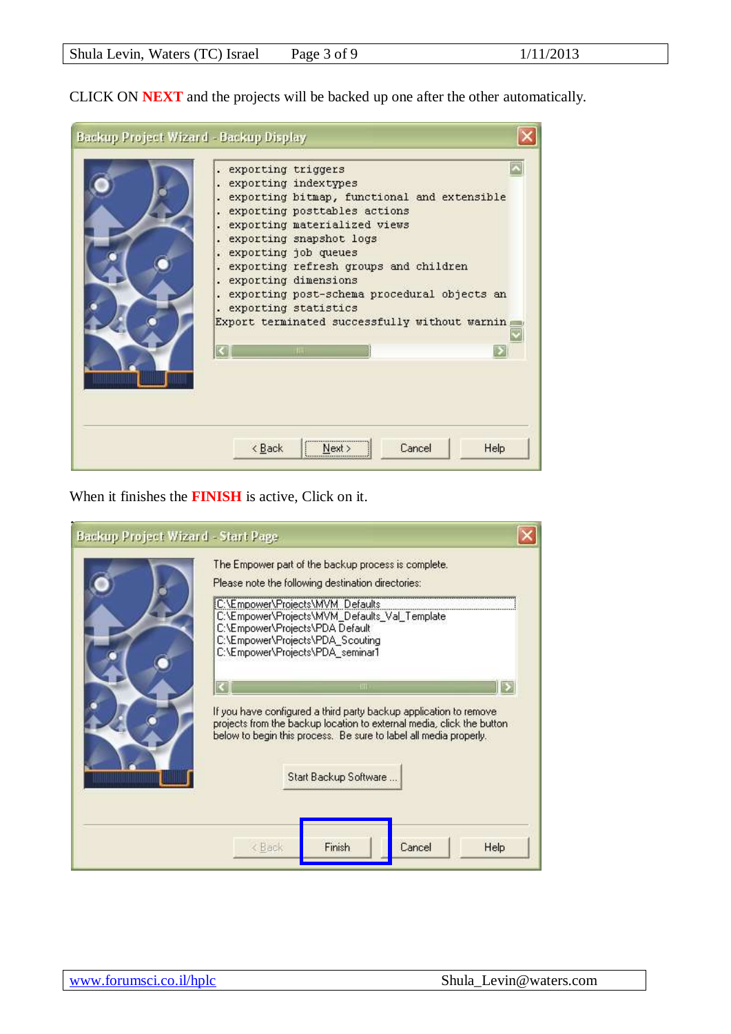CLICK ON **NEXT** and the projects will be backed up one after the other automatically.

When it finishes the **FINISH** is active, Click on it.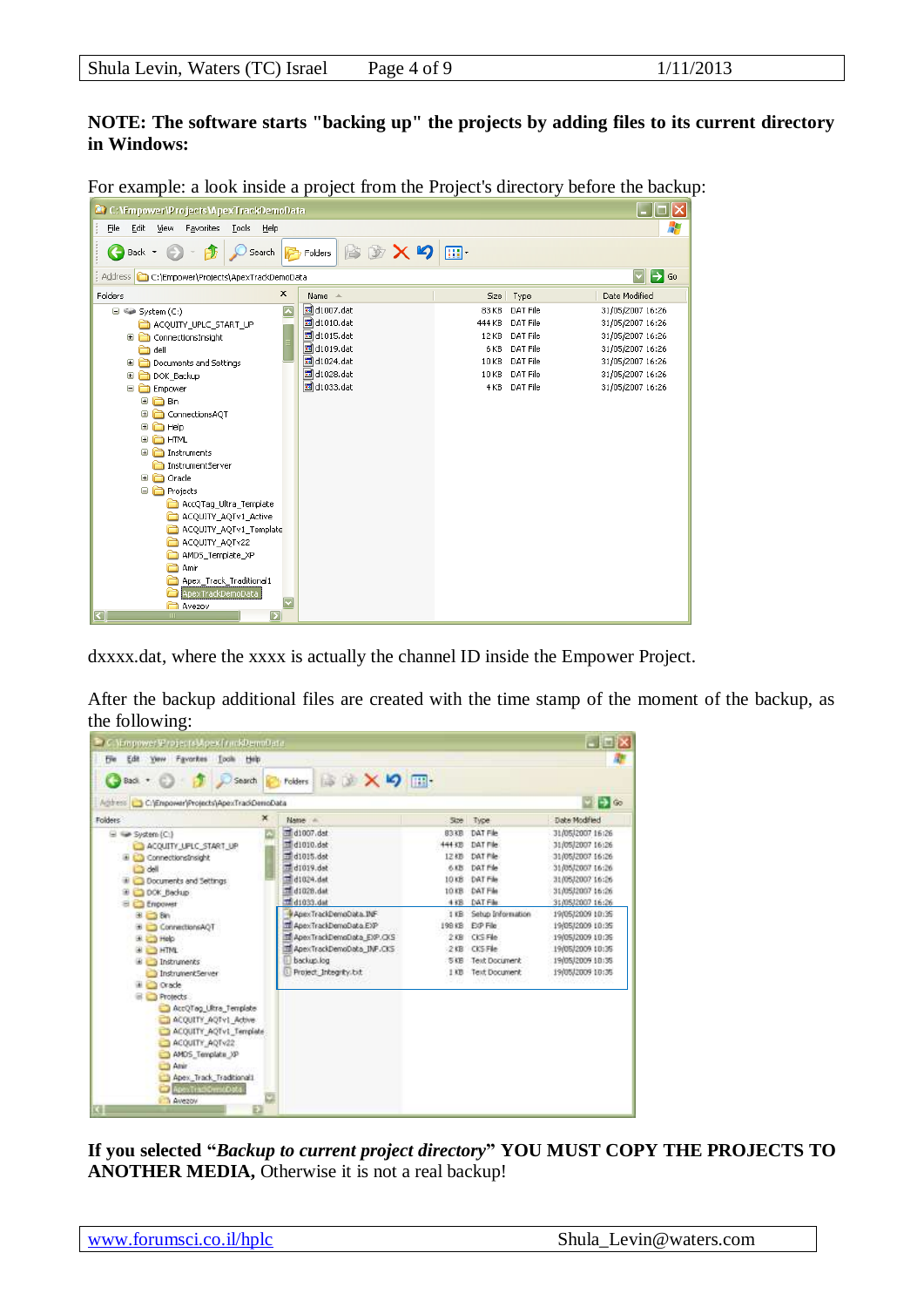**NOTE: The software starts "backing up" the projects by adding files to its current directory in Windows:**

For example: a look inside a project from the Project's directory before the backup:

dxxxx.dat, where the xxxx is actually the channel ID inside the Empower Project.

After the backup additional files are created with the time stamp of the moment of the backup, as the following:

**If you selected "*Backup to current project directory*" YOU MUST COPY THE PROJECTS TO ANOTHER MEDIA,** Otherwise it is not a real backup!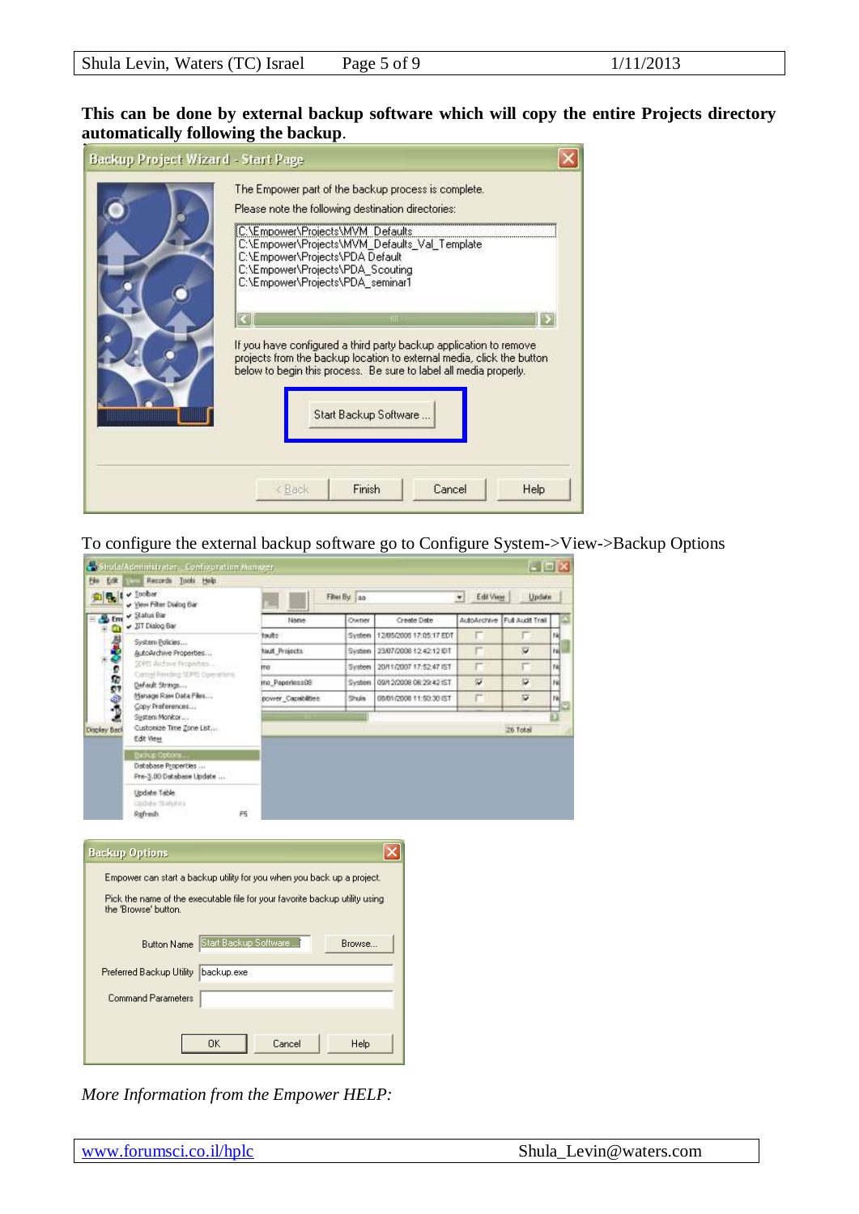**This can be done by external backup software which will copy the entire Projects directory automatically following the backup**.

To configure the external backup software go to Configure System->View->Backup Options

*More Information from the Empower HELP:*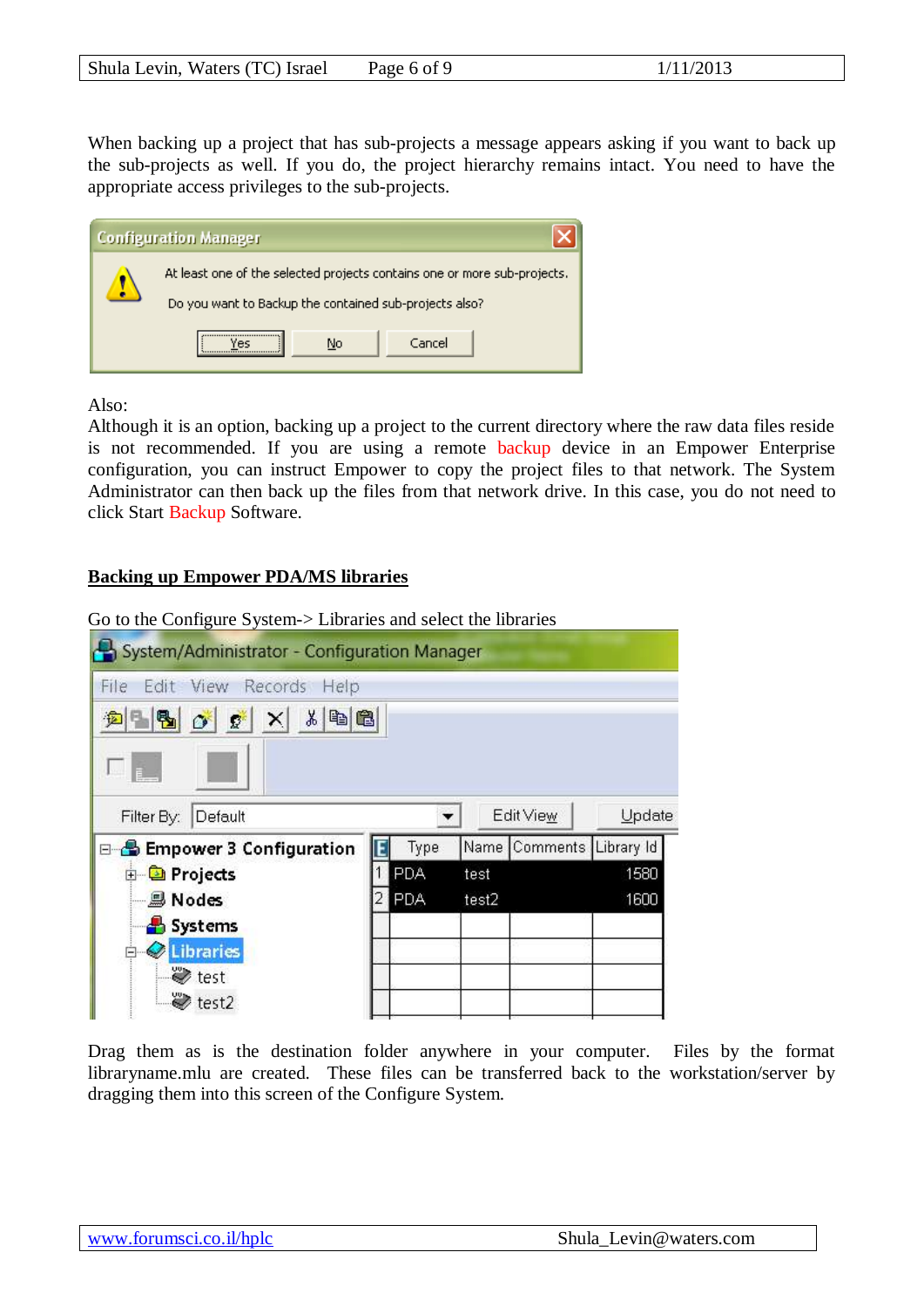When backing up a project that has sub-projects a message appears asking if you want to back up the sub-projects as well. If you do, the project hierarchy remains intact. You need to have the appropriate access privileges to the sub-projects.

Also:
Although it is an option, backing up a project to the current directory where the raw data files reside is not recommended. If you are using a remote backup device in an Empower Enterprise configuration, you can instruct Empower to copy the project files to that network. The System Administrator can then back up the files from that network drive. In this case, you do not need to click Start Backup Software.

## Backing up Empower PDA/MS libraries

Go to the Configure System-> Libraries and select the libraries

Drag them as is the destination folder anywhere in your computer. Files by the format libraryname.mlu are created. These files can be transferred back to the workstation/server by dragging them into this screen of the Configure System.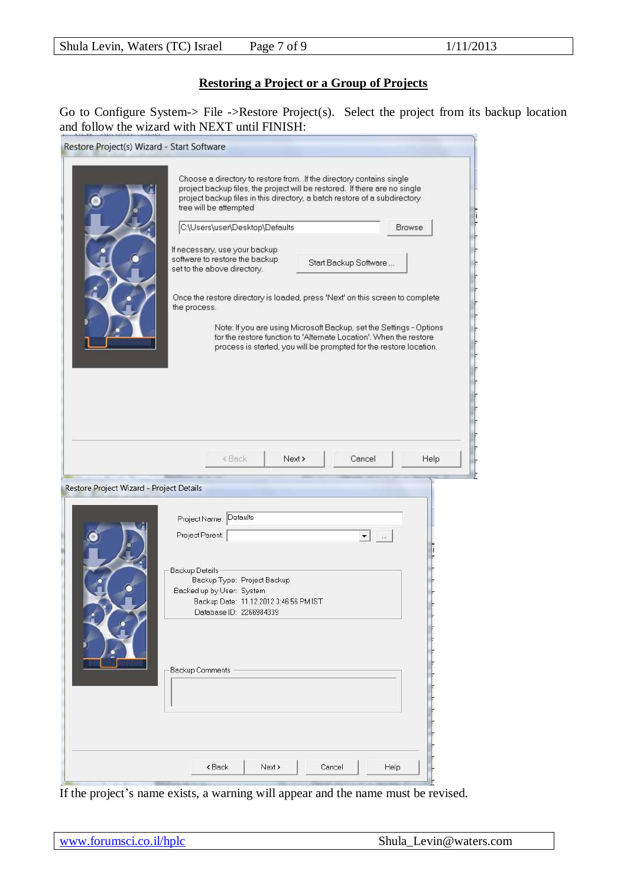## Restoring a Project or a Group of Projects

Go to Configure System-> File ->Restore Project(s). Select the project from its backup location and follow the wizard with NEXT until FINISH:

Restore Project(s) Wizard - Start Software

Choose a directory to restore from. If the directory contains single project backup files, the project will be restored. If there are no single project backup files in this directory, a batch restore of a subdirectory tree will be attempted

C:\Users\user\Desktop\Defaults    Browse

If necessary, use your backup software to restore the backup set to the above directory.    Start Backup Software ...

Once the restore directory is loaded, press 'Next' on this screen to complete the process.

Note: If you are using Microsoft Backup, set the Settings - Options for the restore function to 'Alternate Location'. When the restore process is started, you will be prompted for the restore location.

< Back    Next >    Cancel    Help

Restore Project Wizard - Project Details

Project Name: Defaults

Project Parent:

Backup Details

Backup Type: Project Backup

Backed up by User: System

Backup Date: 11.12.2012 3:46:56 PM IST

Database ID: 2266984339

Backup Comments

< Back    Next >    Cancel    Help

If the project's name exists, a warning will appear and the name must be revised.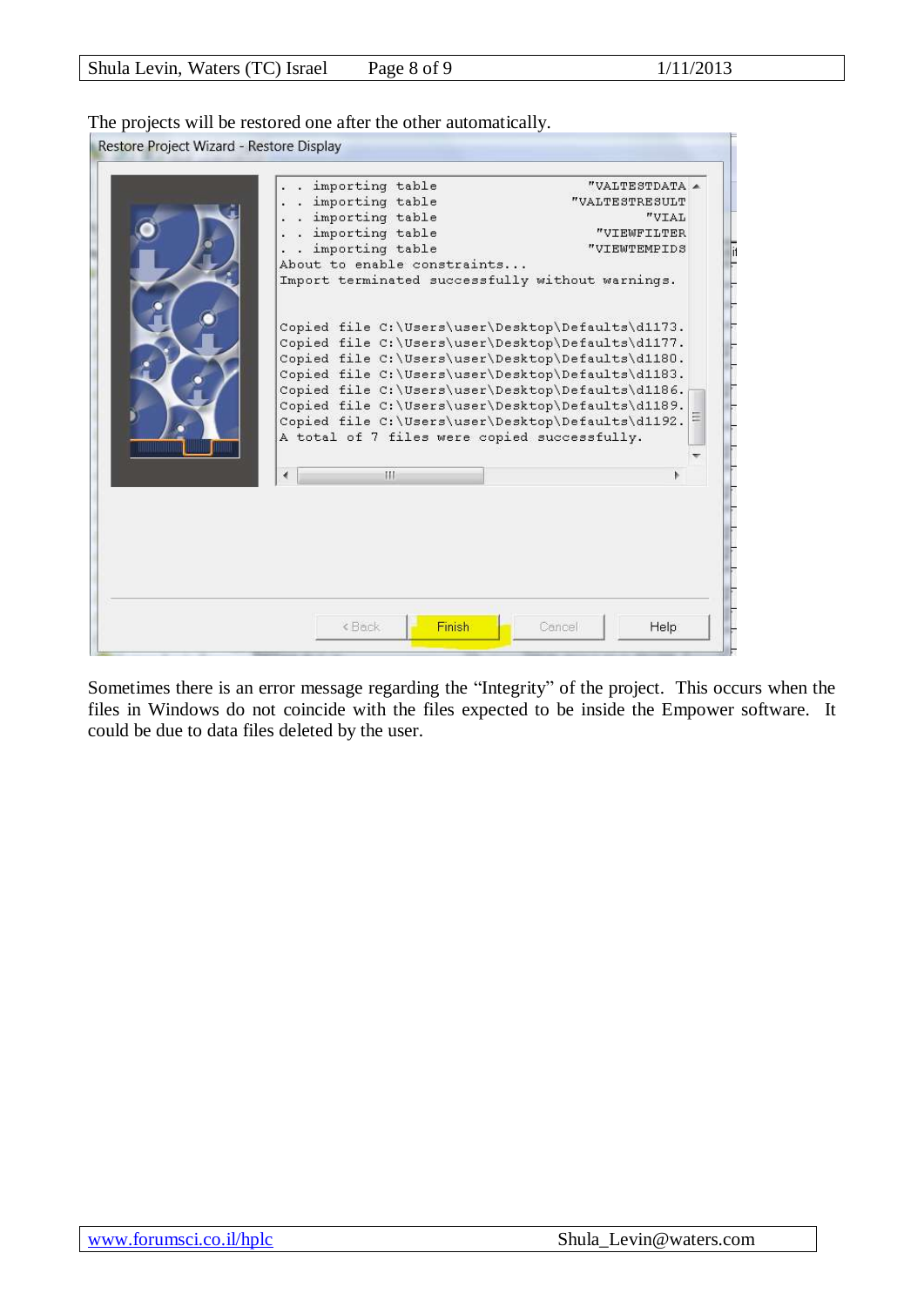The projects will be restored one after the other automatically.

Sometimes there is an error message regarding the “Integrity” of the project. This occurs when the files in Windows do not coincide with the files expected to be inside the Empower software. It could be due to data files deleted by the user.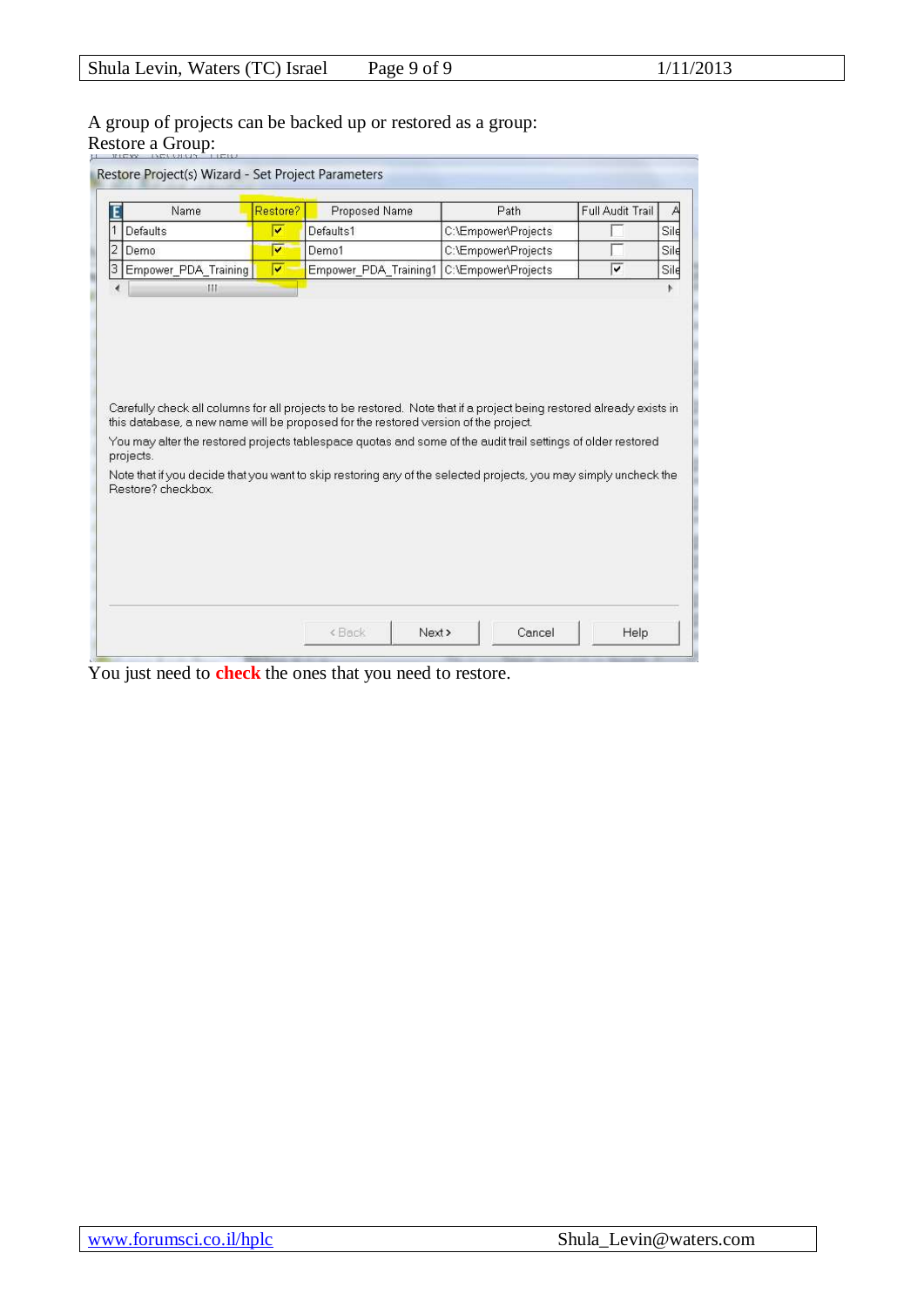A group of projects can be backed up or restored as a group:

Restore a Group:

Restore Project(s) Wizard - Set Project Parameters

| | Name | Restore? | Proposed Name | Path | Full Audit Trail | A |
|---|---|---|---|---|---|---|
| 1 | Defaults | ☑ | Defaults1 | C:\Empower\Projects | ☐ | Sile |
| 2 | Demo | ☑ | Demo1 | C:\Empower\Projects | ☐ | Sile |
| 3 | Empower_PDA_Training | ☑ | Empower_PDA_Training1 | C:\Empower\Projects | ☑ | Sile |

Carefully check all columns for all projects to be restored. Note that if a project being restored already exists in this database, a new name will be proposed for the restored version of the project.

You may alter the restored projects tablespace quotas and some of the audit trail settings of older restored projects.

Note that if you decide that you want to skip restoring any of the selected projects, you may simply uncheck the Restore? checkbox.

< Back | Next > | Cancel | Help

You just need to **check** the ones that you need to restore.